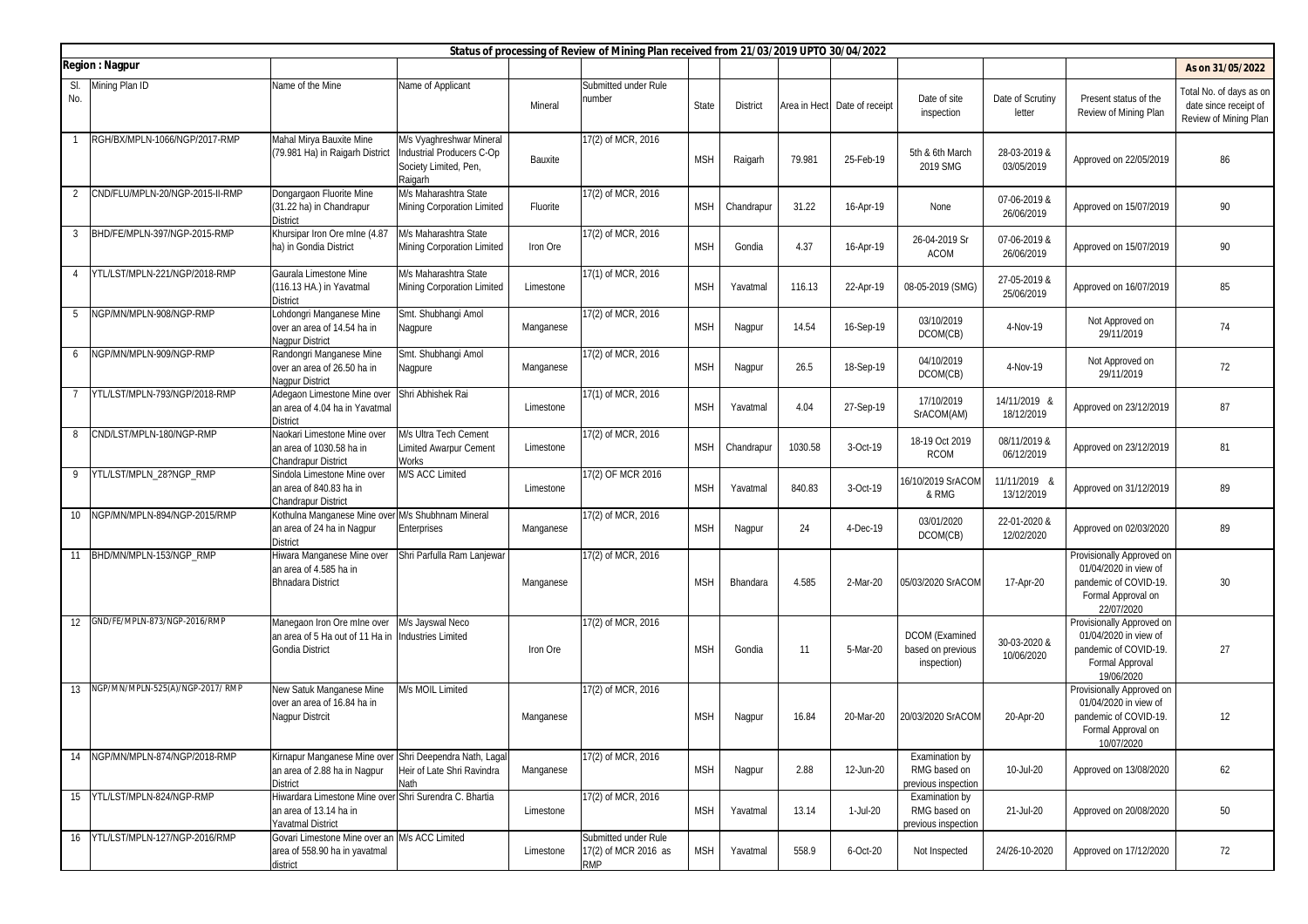# Status of processing of Review of Mining Plan received from 21/03/2019 UPTO 30/04/2022

**Region : Nagpur** | **As on 31/05/2022**

| Sl. No. | Mining Plan ID | Name of the Mine | Name of Applicant | Mineral | Submitted under Rule number | State | District | Area in Hect | Date of receipt | Date of site inspection | Date of Scrutiny letter | Present status of the Review of Mining Plan | Total No. of days as on date since receipt of Review of Mining Plan |
|---|---|---|---|---|---|---|---|---|---|---|---|---|---|
| 1 | RGH/BX/MPLN-1066/NGP/2017-RMP | Mahal Mirya Bauxite Mine (79.981 Ha) in Raigarh District | M/s Vyaghreshwar Mineral Industrial Producers C-Op Society Limited, Pen, Raigarh | Bauxite | 17(2) of MCR, 2016 | MSH | Raigarh | 79.981 | 25-Feb-19 | 5th & 6th March 2019 SMG | 28-03-2019 & 03/05/2019 | Approved on 22/05/2019 | 86 |
| 2 | CND/FLU/MPLN-20/NGP-2015-II-RMP | Dongargaon Fluorite Mine (31.22 ha) in Chandrapur District | M/s Maharashtra State Mining Corporation Limited | Fluorite | 17(2) of MCR, 2016 | MSH | Chandrapur | 31.22 | 16-Apr-19 | None | 07-06-2019 & 26/06/2019 | Approved on 15/07/2019 | 90 |
| 3 | BHD/FE/MPLN-397/NGP-2015-RMP | Khursipar Iron Ore mIne (4.87 ha) in Gondia District | M/s Maharashtra State Mining Corporation Limited | Iron Ore | 17(2) of MCR, 2016 | MSH | Gondia | 4.37 | 16-Apr-19 | 26-04-2019 Sr ACOM | 07-06-2019 & 26/06/2019 | Approved on 15/07/2019 | 90 |
| 4 | YTL/LST/MPLN-221/NGP/2018-RMP | Gaurala Limestone Mine (116.13 HA.) in Yavatmal District | M/s Maharashtra State Mining Corporation Limited | Limestone | 17(1) of MCR, 2016 | MSH | Yavatmal | 116.13 | 22-Apr-19 | 08-05-2019 (SMG) | 27-05-2019 & 25/06/2019 | Approved on 16/07/2019 | 85 |
| 5 | NGP/MN/MPLN-908/NGP-RMP | Lohdongri Manganese Mine over an area of 14.54 ha in Nagpur District | Smt. Shubhangi Amol Nagpure | Manganese | 17(2) of MCR, 2016 | MSH | Nagpur | 14.54 | 16-Sep-19 | 03/10/2019 DCOM(CB) | 4-Nov-19 | Not Approved on 29/11/2019 | 74 |
| 6 | NGP/MN/MPLN-909/NGP-RMP | Randongri Manganese Mine over an area of 26.50 ha in Nagpur District | Smt. Shubhangi Amol Nagpure | Manganese | 17(2) of MCR, 2016 | MSH | Nagpur | 26.5 | 18-Sep-19 | 04/10/2019 DCOM(CB) | 4-Nov-19 | Not Approved on 29/11/2019 | 72 |
| 7 | YTL/LST/MPLN-793/NGP/2018-RMP | Adegaon Limestone Mine over an area of 4.04 ha in Yavatmal District | Shri Abhishek Rai | Limestone | 17(1) of MCR, 2016 | MSH | Yavatmal | 4.04 | 27-Sep-19 | 17/10/2019 SrACOM(AM) | 14/11/2019 & 18/12/2019 | Approved on 23/12/2019 | 87 |
| 8 | CND/LST/MPLN-180/NGP-RMP | Naokari Limestone Mine over an area of 1030.58 ha in Chandrapur District | M/s Ultra Tech Cement Limited Awarpur Cement Works | Limestone | 17(2) of MCR, 2016 | MSH | Chandrapur | 1030.58 | 3-Oct-19 | 18-19 Oct 2019 RCOM | 08/11/2019 & 06/12/2019 | Approved on 23/12/2019 | 81 |
| 9 | YTL/LST/MPLN_28?NGP_RMP | Sindola Limestone Mine over an area of 840.83 ha in Chandrapur District | M/S ACC Limited | Limestone | 17(2) OF MCR 2016 | MSH | Yavatmal | 840.83 | 3-Oct-19 | 16/10/2019 SrACOM & RMG | 11/11/2019 & 13/12/2019 | Approved on 31/12/2019 | 89 |
| 10 | NGP/MN/MPLN-894/NGP-2015/RMP | Kothulna Manganese Mine over an area of 24 ha in Nagpur District | M/s Shubhnam Mineral Enterprises | Manganese | 17(2) of MCR, 2016 | MSH | Nagpur | 24 | 4-Dec-19 | 03/01/2020 DCOM(CB) | 22-01-2020 & 12/02/2020 | Approved on 02/03/2020 | 89 |
| 11 | BHD/MN/MPLN-153/NGP_RMP | Hiwara Manganese Mine over an area of 4.585 ha in Bhnadara District | Shri Parfulla Ram Lanjewar | Manganese | 17(2) of MCR, 2016 | MSH | Bhandara | 4.585 | 2-Mar-20 | 05/03/2020 SrACOM | 17-Apr-20 | Provisionally Approved on 01/04/2020 in view of pandemic of COVID-19. Formal Approval on 22/07/2020 | 30 |
| 12 | GND/FE/MPLN-873/NGP-2016/RMP | Manegaon Iron Ore mIne over an area of 5 Ha out of 11 Ha in Gondia District | M/s Jayswal Neco Industries Limited | Iron Ore | 17(2) of MCR, 2016 | MSH | Gondia | 11 | 5-Mar-20 | DCOM (Examined based on previous inspection) | 30-03-2020 & 10/06/2020 | Provisionally Approved on 01/04/2020 in view of pandemic of COVID-19. Formal Approval 19/06/2020 | 27 |
| 13 | NGP/MN/MPLN-525(A)/NGP-2017/ RMP | New Satuk Manganese Mine over an area of 16.84 ha in Nagpur Distrcit | M/s MOIL Limited | Manganese | 17(2) of MCR, 2016 | MSH | Nagpur | 16.84 | 20-Mar-20 | 20/03/2020 SrACOM | 20-Apr-20 | Provisionally Approved on 01/04/2020 in view of pandemic of COVID-19. Formal Approval on 10/07/2020 | 12 |
| 14 | NGP/MN/MPLN-874/NGP/2018-RMP | Kirnapur Manganese Mine over an area of 2.88 ha in Nagpur District | Shri Deependra Nath, Lagal Heir of Late Shri Ravindra Nath | Manganese | 17(2) of MCR, 2016 | MSH | Nagpur | 2.88 | 12-Jun-20 | Examination by RMG based on previous inspection | 10-Jul-20 | Approved on 13/08/2020 | 62 |
| 15 | YTL/LST/MPLN-824/NGP-RMP | Hiwardara Limestone Mine over an area of 13.14 ha in Yavatmal District | Shri Surendra C. Bhartia | Limestone | 17(2) of MCR, 2016 | MSH | Yavatmal | 13.14 | 1-Jul-20 | Examination by RMG based on previous inspection | 21-Jul-20 | Approved on 20/08/2020 | 50 |
| 16 | YTL/LST/MPLN-127/NGP-2016/RMP | Govari Limestone Mine over an area of 558.90 ha in yavatmal district | M/s ACC Limited | Limestone | Submitted under Rule 17(2) of MCR 2016 as RMP | MSH | Yavatmal | 558.9 | 6-Oct-20 | Not Inspected | 24/26-10-2020 | Approved on 17/12/2020 | 72 |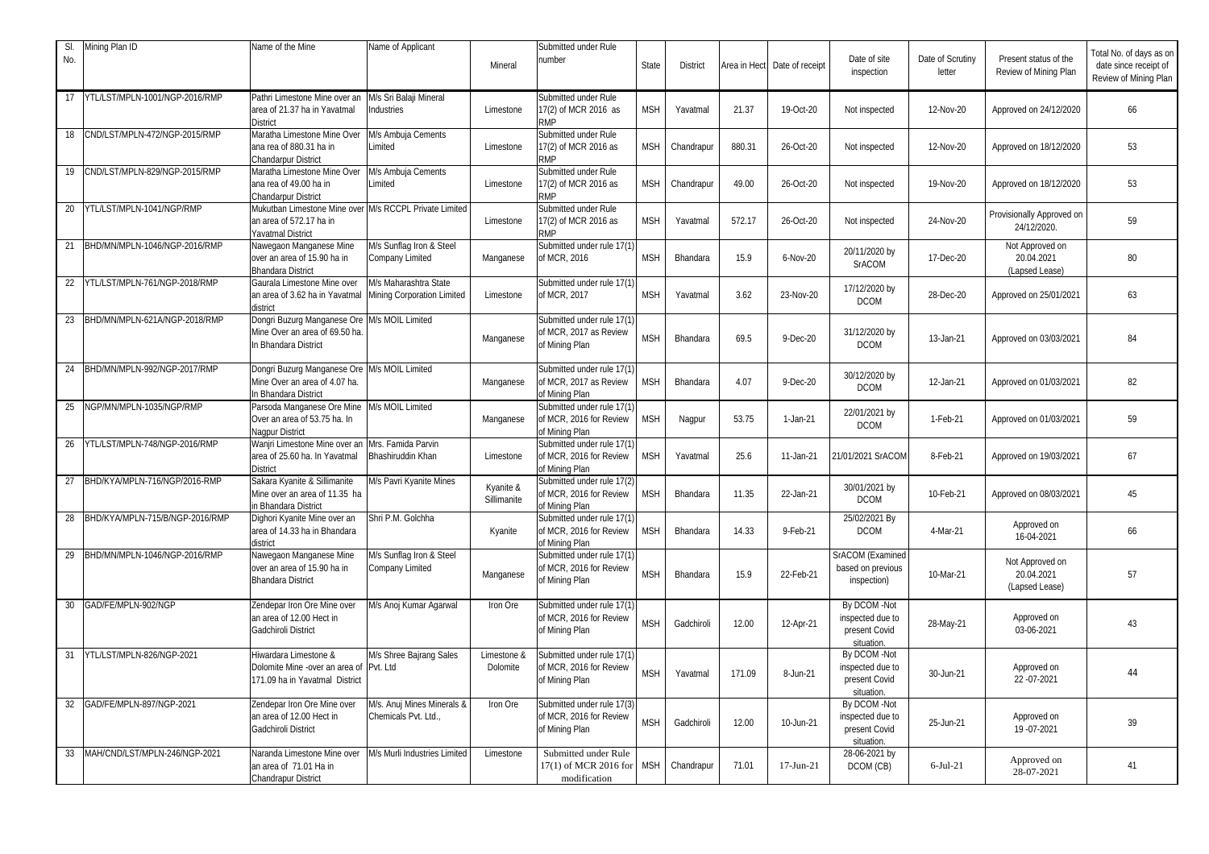| Sl. No. | Mining Plan ID | Name of the Mine | Name of Applicant | Mineral | Submitted under Rule number | State | District | Area in Hect | Date of receipt | Date of site inspection | Date of Scrutiny letter | Present status of the Review of Mining Plan | Total No. of days as on date since receipt of Review of Mining Plan |
|---|---|---|---|---|---|---|---|---|---|---|---|---|---|
| 17 | YTL/LST/MPLN-1001/NGP-2016/RMP | Pathri Limestone Mine over an area of 21.37 ha in Yavatmal District | M/s Sri Balaji Mineral Industries | Limestone | Submitted under Rule 17(2) of MCR 2016 as RMP | MSH | Yavatmal | 21.37 | 19-Oct-20 | Not inspected | 12-Nov-20 | Approved on 24/12/2020 | 66 |
| 18 | CND/LST/MPLN-472/NGP-2015/RMP | Maratha Limestone Mine Over ana rea of 880.31 ha in Chandarpur District | M/s Ambuja Cements Limited | Limestone | Submitted under Rule 17(2) of MCR 2016 as RMP | MSH | Chandrapur | 880.31 | 26-Oct-20 | Not inspected | 12-Nov-20 | Approved on 18/12/2020 | 53 |
| 19 | CND/LST/MPLN-829/NGP-2015/RMP | Maratha Limestone Mine Over ana rea of 49.00 ha in Chandarpur District | M/s Ambuja Cements Limited | Limestone | Submitted under Rule 17(2) of MCR 2016 as RMP | MSH | Chandrapur | 49.00 | 26-Oct-20 | Not inspected | 19-Nov-20 | Approved on 18/12/2020 | 53 |
| 20 | YTL/LST/MPLN-1041/NGP/RMP | Mukutban Limestone Mine over an area of 572.17 ha in Yavatmal District | M/s RCCPL Private Limited | Limestone | Submitted under Rule 17(2) of MCR 2016 as RMP | MSH | Yavatmal | 572.17 | 26-Oct-20 | Not inspected | 24-Nov-20 | Provisionally Approved on 24/12/2020. | 59 |
| 21 | BHD/MN/MPLN-1046/NGP-2016/RMP | Nawegaon Manganese Mine over an area of 15.90 ha in Bhandara District | M/s Sunflag Iron & Steel Company Limited | Manganese | Submitted under rule 17(1) of MCR, 2016 | MSH | Bhandara | 15.9 | 6-Nov-20 | 20/11/2020 by SrACOM | 17-Dec-20 | Not Approved on 20.04.2021 (Lapsed Lease) | 80 |
| 22 | YTL/LST/MPLN-761/NGP-2018/RMP | Gaurala Limestone Mine over an area of 3.62 ha in Yavatmal district | M/s Maharashtra State Mining Corporation Limited | Limestone | Submitted under rule 17(1) of MCR, 2017 | MSH | Yavatmal | 3.62 | 23-Nov-20 | 17/12/2020 by DCOM | 28-Dec-20 | Approved on 25/01/2021 | 63 |
| 23 | BHD/MN/MPLN-621A/NGP-2018/RMP | Dongri Buzurg Manganese Ore Mine Over an area of 69.50 ha. In Bhandara District | M/s MOIL Limited | Manganese | Submitted under rule 17(1) of MCR, 2017 as Review of Mining Plan | MSH | Bhandara | 69.5 | 9-Dec-20 | 31/12/2020 by DCOM | 13-Jan-21 | Approved on 03/03/2021 | 84 |
| 24 | BHD/MN/MPLN-992/NGP-2017/RMP | Dongri Buzurg Manganese Ore Mine Over an area of 4.07 ha. In Bhandara District | M/s MOIL Limited | Manganese | Submitted under rule 17(1) of MCR, 2017 as Review of Mining Plan | MSH | Bhandara | 4.07 | 9-Dec-20 | 30/12/2020 by DCOM | 12-Jan-21 | Approved on 01/03/2021 | 82 |
| 25 | NGP/MN/MPLN-1035/NGP/RMP | Parsoda Manganese Ore Mine Over an area of 53.75 ha. In Nagpur District | M/s MOIL Limited | Manganese | Submitted under rule 17(1) of MCR, 2016 for Review of Mining Plan | MSH | Nagpur | 53.75 | 1-Jan-21 | 22/01/2021 by DCOM | 1-Feb-21 | Approved on 01/03/2021 | 59 |
| 26 | YTL/LST/MPLN-748/NGP-2016/RMP | Wanjri Limestone Mine over an area of 25.60 ha. In Yavatmal District | Mrs. Famida Parvin Bhashiruddin Khan | Limestone | Submitted under rule 17(1) of MCR, 2016 for Review of Mining Plan | MSH | Yavatmal | 25.6 | 11-Jan-21 | 21/01/2021 SrACOM | 8-Feb-21 | Approved on 19/03/2021 | 67 |
| 27 | BHD/KYA/MPLN-716/NGP/2016-RMP | Sakara Kyanite & Sillimanite Mine over an area of 11.35 ha in Bhandara District | M/s Pavri Kyanite Mines | Kyanite & Sillimanite | Submitted under rule 17(2) of MCR, 2016 for Review of Mining Plan | MSH | Bhandara | 11.35 | 22-Jan-21 | 30/01/2021 by DCOM | 10-Feb-21 | Approved on 08/03/2021 | 45 |
| 28 | BHD/KYA/MPLN-715/B/NGP-2016/RMP | Dighori Kyanite Mine over an area of 14.33 ha in Bhandara district | Shri P.M. Golchha | Kyanite | Submitted under rule 17(1) of MCR, 2016 for Review of Mining Plan | MSH | Bhandara | 14.33 | 9-Feb-21 | 25/02/2021 By DCOM | 4-Mar-21 | Approved on 16-04-2021 | 66 |
| 29 | BHD/MN/MPLN-1046/NGP-2016/RMP | Nawegaon Manganese Mine over an area of 15.90 ha in Bhandara District | M/s Sunflag Iron & Steel Company Limited | Manganese | Submitted under rule 17(1) of MCR, 2016 for Review of Mining Plan | MSH | Bhandara | 15.9 | 22-Feb-21 | SrACOM (Examined based on previous inspection) | 10-Mar-21 | Not Approved on 20.04.2021 (Lapsed Lease) | 57 |
| 30 | GAD/FE/MPLN-902/NGP | Zendepar Iron Ore Mine over an area of 12.00 Hect in Gadchiroli District | M/s Anoj Kumar Agarwal | Iron Ore | Submitted under rule 17(1) of MCR, 2016 for Review of Mining Plan | MSH | Gadchiroli | 12.00 | 12-Apr-21 | By DCOM -Not inspected due to present Covid situation. | 28-May-21 | Approved on 03-06-2021 | 43 |
| 31 | YTL/LST/MPLN-826/NGP-2021 | Hiwardara Limestone & Dolomite Mine -over an area of 171.09 ha in Yavatmal District | M/s Shree Bajrang Sales Pvt. Ltd | Limestone & Dolomite | Submitted under rule 17(1) of MCR, 2016 for Review of Mining Plan | MSH | Yavatmal | 171.09 | 8-Jun-21 | By DCOM -Not inspected due to present Covid situation. | 30-Jun-21 | Approved on 22 -07-2021 | 44 |
| 32 | GAD/FE/MPLN-897/NGP-2021 | Zendepar Iron Ore Mine over an area of 12.00 Hect in Gadchiroli District | M/s. Anuj Mines Minerals & Chemicals Pvt. Ltd., | Iron Ore | Submitted under rule 17(3) of MCR, 2016 for Review of Mining Plan | MSH | Gadchiroli | 12.00 | 10-Jun-21 | By DCOM -Not inspected due to present Covid situation. | 25-Jun-21 | Approved on 19 -07-2021 | 39 |
| 33 | MAH/CND/LST/MPLN-246/NGP-2021 | Naranda Limestone Mine over an area of 71.01 Ha in Chandrapur District | M/s Murli Industries Limited | Limestone | Submitted under Rule 17(1) of MCR 2016 for modification | MSH | Chandrapur | 71.01 | 17-Jun-21 | 28-06-2021 by DCOM (CB) | 6-Jul-21 | Approved on 28-07-2021 | 41 |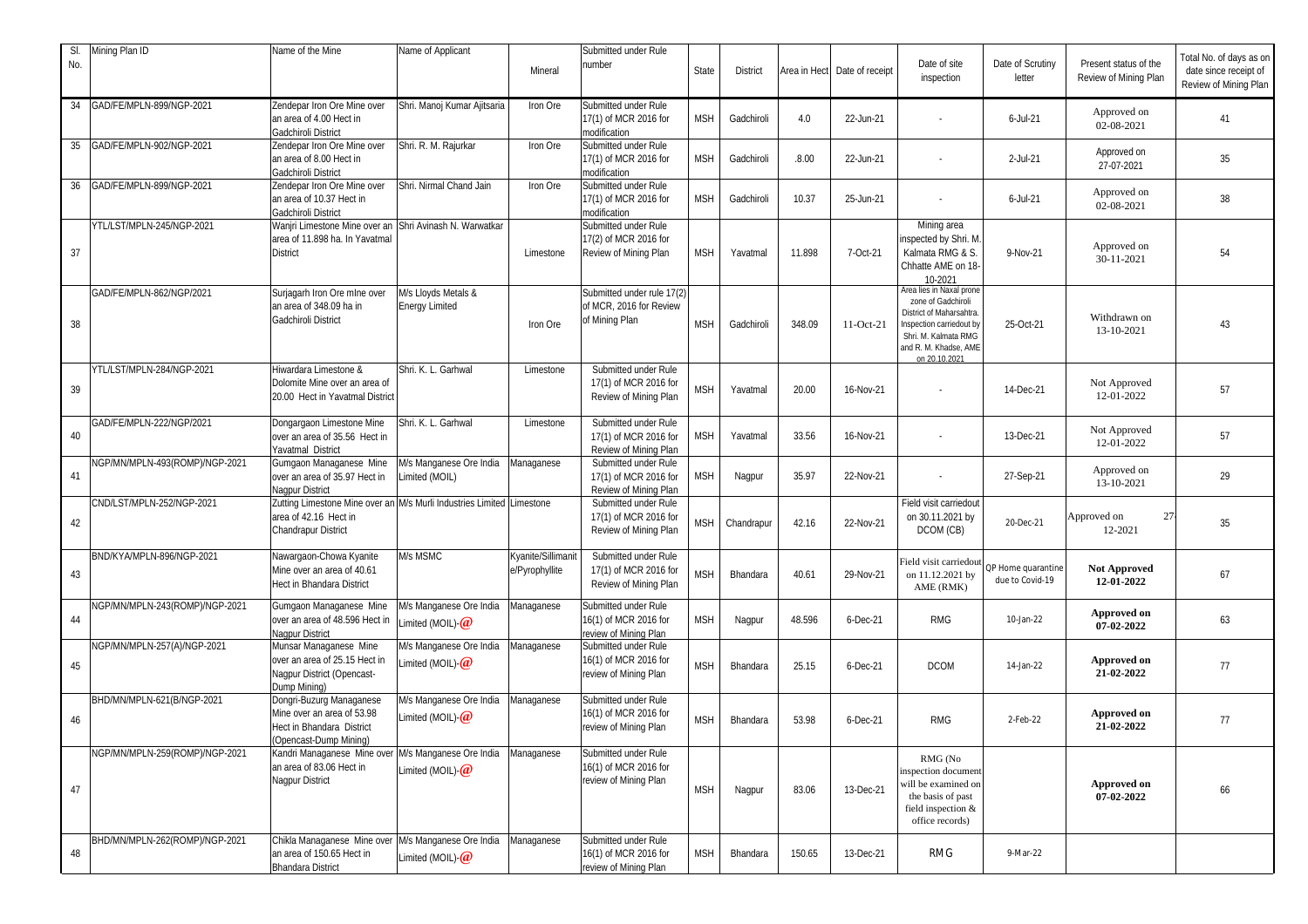| Sl. No. | Mining Plan ID | Name of the Mine | Name of Applicant | Mineral | Submitted under Rule number | State | District | Area in Hect | Date of receipt | Date of site inspection | Date of Scrutiny letter | Present status of the Review of Mining Plan | Total No. of days as on date since receipt of Review of Mining Plan |
|---|---|---|---|---|---|---|---|---|---|---|---|---|---|
| 34 | GAD/FE/MPLN-899/NGP-2021 | Zendepar Iron Ore Mine over an area of 4.00 Hect in Gadchiroli District | Shri. Manoj Kumar Ajitsaria | Iron Ore | Submitted under Rule 17(1) of MCR 2016 for modification | MSH | Gadchiroli | 4.0 | 22-Jun-21 | - | 6-Jul-21 | Approved on 02-08-2021 | 41 |
| 35 | GAD/FE/MPLN-902/NGP-2021 | Zendepar Iron Ore Mine over an area of 8.00 Hect in Gadchiroli District | Shri. R. M. Rajurkar | Iron Ore | Submitted under Rule 17(1) of MCR 2016 for modification | MSH | Gadchiroli | .8.00 | 22-Jun-21 | - | 2-Jul-21 | Approved on 27-07-2021 | 35 |
| 36 | GAD/FE/MPLN-899/NGP-2021 | Zendepar Iron Ore Mine over an area of 10.37 Hect in Gadchiroli District | Shri. Nirmal Chand Jain | Iron Ore | Submitted under Rule 17(1) of MCR 2016 for modification | MSH | Gadchiroli | 10.37 | 25-Jun-21 | - | 6-Jul-21 | Approved on 02-08-2021 | 38 |
| 37 | YTL/LST/MPLN-245/NGP-2021 | Wanjri Limestone Mine over an area of 11.898 ha. In Yavatmal District | Shri Avinash N. Warwatkar | Limestone | Submitted under Rule 17(2) of MCR 2016 for Review of Mining Plan | MSH | Yavatmal | 11.898 | 7-Oct-21 | Mining area inspected by Shri. M. Kalmata RMG & S. Chhatte AME on 18-10-2021 | 9-Nov-21 | Approved on 30-11-2021 | 54 |
| 38 | GAD/FE/MPLN-862/NGP/2021 | Surjagarh Iron Ore mIne over an area of 348.09 ha in Gadchiroli District | M/s Lloyds Metals & Energy Limited | Iron Ore | Submitted under rule 17(2) of MCR, 2016 for Review of Mining Plan | MSH | Gadchiroli | 348.09 | 11-Oct-21 | Area lies in Naxal prone zone of Gadchiroli District of Maharsahtra. Inspection carriedout by Shri. M. Kalmata RMG and R. M. Khadse, AME on 20.10.2021 | 25-Oct-21 | Withdrawn on 13-10-2021 | 43 |
| 39 | YTL/LST/MPLN-284/NGP-2021 | Hiwardara Limestone & Dolomite Mine over an area of 20.00 Hect in Yavatmal District | Shri. K. L. Garhwal | Limestone | Submitted under Rule 17(1) of MCR 2016 for Review of Mining Plan | MSH | Yavatmal | 20.00 | 16-Nov-21 | - | 14-Dec-21 | Not Approved 12-01-2022 | 57 |
| 40 | GAD/FE/MPLN-222/NGP/2021 | Dongargaon Limestone Mine over an area of 35.56 Hect in Yavatmal District | Shri. K. L. Garhwal | Limestone | Submitted under Rule 17(1) of MCR 2016 for Review of Mining Plan | MSH | Yavatmal | 33.56 | 16-Nov-21 | - | 13-Dec-21 | Not Approved 12-01-2022 | 57 |
| 41 | NGP/MN/MPLN-493(ROMP)/NGP-2021 | Gumgaon Managanese Mine over an area of 35.97 Hect in Nagpur District | M/s Manganese Ore India Limited (MOIL) | Managanese | Submitted under Rule 17(1) of MCR 2016 for Review of Mining Plan | MSH | Nagpur | 35.97 | 22-Nov-21 | - | 27-Sep-21 | Approved on 13-10-2021 | 29 |
| 42 | CND/LST/MPLN-252/NGP-2021 | Zutting Limestone Mine over an area of 42.16 Hect in Chandrapur District | M/s Murli Industries Limited | Limestone | Submitted under Rule 17(1) of MCR 2016 for Review of Mining Plan | MSH | Chandrapur | 42.16 | 22-Nov-21 | Field visit carriedout on 30.11.2021 by DCOM (CB) | 20-Dec-21 | Approved on 27-12-2021 | 35 |
| 43 | BND/KYA/MPLN-896/NGP-2021 | Nawargaon-Chowa Kyanite Mine over an area of 40.61 Hect in Bhandara District | M/s MSMC | Kyanite/Sillimanite/Pyrophyllite | Submitted under Rule 17(1) of MCR 2016 for Review of Mining Plan | MSH | Bhandara | 40.61 | 29-Nov-21 | Field visit carriedout on 11.12.2021 by AME (RMK) | QP Home quarantine due to Covid-19 | **Not Approved 12-01-2022** | 67 |
| 44 | NGP/MN/MPLN-243(ROMP)/NGP-2021 | Gumgaon Managanese Mine over an area of 48.596 Hect in Nagpur District | M/s Manganese Ore India Limited (MOIL)-@ | Managanese | Submitted under Rule 16(1) of MCR 2016 for review of Mining Plan | MSH | Nagpur | 48.596 | 6-Dec-21 | RMG | 10-Jan-22 | **Approved on 07-02-2022** | 63 |
| 45 | NGP/MN/MPLN-257(A)/NGP-2021 | Munsar Managanese Mine over an area of 25.15 Hect in Nagpur District (Opencast-Dump Mining) | M/s Manganese Ore India Limited (MOIL)-@ | Managanese | Submitted under Rule 16(1) of MCR 2016 for review of Mining Plan | MSH | Bhandara | 25.15 | 6-Dec-21 | DCOM | 14-Jan-22 | **Approved on 21-02-2022** | 77 |
| 46 | BHD/MN/MPLN-621(B/NGP-2021 | Dongri-Buzurg Managanese Mine over an area of 53.98 Hect in Bhandara District (Opencast-Dump Mining) | M/s Manganese Ore India Limited (MOIL)-@ | Managanese | Submitted under Rule 16(1) of MCR 2016 for review of Mining Plan | MSH | Bhandara | 53.98 | 6-Dec-21 | RMG | 2-Feb-22 | **Approved on 21-02-2022** | 77 |
| 47 | NGP/MN/MPLN-259(ROMP)/NGP-2021 | Kandri Managanese Mine over an area of 83.06 Hect in Nagpur District | M/s Manganese Ore India Limited (MOIL)-@ | Managanese | Submitted under Rule 16(1) of MCR 2016 for review of Mining Plan | MSH | Nagpur | 83.06 | 13-Dec-21 | RMG (No inspection document will be examined on the basis of past field inspection & office records) | | **Approved on 07-02-2022** | 66 |
| 48 | BHD/MN/MPLN-262(ROMP)/NGP-2021 | Chikla Managanese Mine over an area of 150.65 Hect in Bhandara District | M/s Manganese Ore India Limited (MOIL)-@ | Managanese | Submitted under Rule 16(1) of MCR 2016 for review of Mining Plan | MSH | Bhandara | 150.65 | 13-Dec-21 | RMG | 9-Mar-22 | | |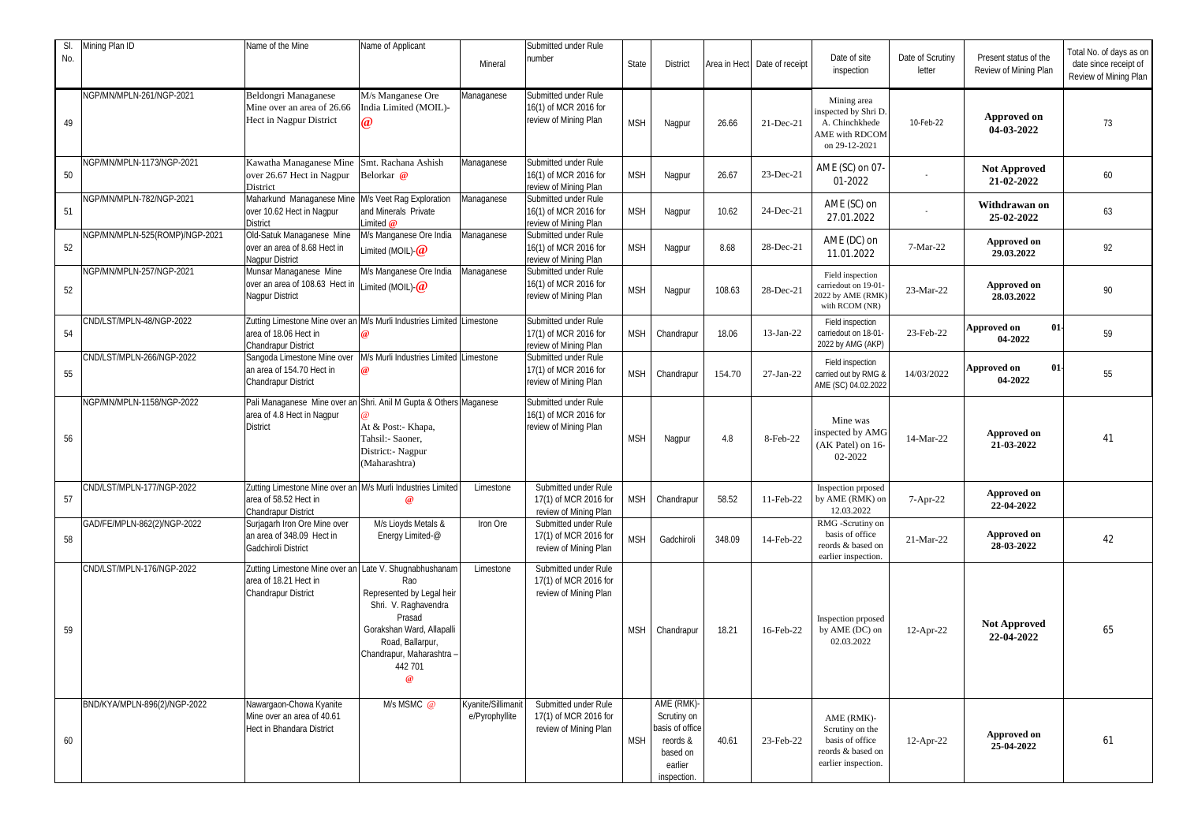| Sl. No. | Mining Plan ID | Name of the Mine | Name of Applicant | Mineral | Submitted under Rule number | State | District | Area in Hect | Date of receipt | Date of site inspection | Date of Scrutiny letter | Present status of the Review of Mining Plan | Total No. of days as on date since receipt of Review of Mining Plan |
|---|---|---|---|---|---|---|---|---|---|---|---|---|---|
| 49 | NGP/MN/MPLN-261/NGP-2021 | Beldongri Managanese Mine over an area of 26.66 Hect in Nagpur District | M/s Manganese Ore India Limited (MOIL)- @ | Managanese | Submitted under Rule 16(1) of MCR 2016 for review of Mining Plan | MSH | Nagpur | 26.66 | 21-Dec-21 | Mining area inspected by Shri D. A. Chinchkhede AME with RDCOM on 29-12-2021 | 10-Feb-22 | **Approved on 04-03-2022** | 73 |
| 50 | NGP/MN/MPLN-1173/NGP-2021 | Kawatha Managanese Mine over 26.67 Hect in Nagpur District | Smt. Rachana Ashish Belorkar @ | Managanese | Submitted under Rule 16(1) of MCR 2016 for review of Mining Plan | MSH | Nagpur | 26.67 | 23-Dec-21 | AME (SC) on 07-01-2022 | - | **Not Approved 21-02-2022** | 60 |
| 51 | NGP/MN/MPLN-782/NGP-2021 | Maharkund Managanese Mine over 10.62 Hect in Nagpur District | M/s Veet Rag Exploration and Minerals Private Limited @ | Managanese | Submitted under Rule 16(1) of MCR 2016 for review of Mining Plan | MSH | Nagpur | 10.62 | 24-Dec-21 | AME (SC) on 27.01.2022 | - | **Withdrawan on 25-02-2022** | 63 |
| 52 | NGP/MN/MPLN-525(ROMP)/NGP-2021 | Old-Satuk Managanese Mine over an area of 8.68 Hect in Nagpur District | M/s Manganese Ore India Limited (MOIL)-@ | Managanese | Submitted under Rule 16(1) of MCR 2016 for review of Mining Plan | MSH | Nagpur | 8.68 | 28-Dec-21 | AME (DC) on 11.01.2022 | 7-Mar-22 | **Approved on 29.03.2022** | 92 |
| 52 | NGP/MN/MPLN-257/NGP-2021 | Munsar Managanese Mine over an area of 108.63 Hect in Nagpur District | M/s Manganese Ore India Limited (MOIL)-@ | Managanese | Submitted under Rule 16(1) of MCR 2016 for review of Mining Plan | MSH | Nagpur | 108.63 | 28-Dec-21 | Field inspection carriedout on 19-01-2022 by AME (RMK) with RCOM (NR) | 23-Mar-22 | **Approved on 28.03.2022** | 90 |
| 54 | CND/LST/MPLN-48/NGP-2022 | Zutting Limestone Mine over an area of 18.06 Hect in Chandrapur District | M/s Murli Industries Limited @ | Limestone | Submitted under Rule 17(1) of MCR 2016 for review of Mining Plan | MSH | Chandrapur | 18.06 | 13-Jan-22 | Field inspection carriedout on 18-01-2022 by AMG (AKP) | 23-Feb-22 | **Approved on 01-04-2022** | 59 |
| 55 | CND/LST/MPLN-266/NGP-2022 | Sangoda Limestone Mine over an area of 154.70 Hect in Chandrapur District | M/s Murli Industries Limited @ | Limestone | Submitted under Rule 17(1) of MCR 2016 for review of Mining Plan | MSH | Chandrapur | 154.70 | 27-Jan-22 | Field inspection carried out by RMG & AME (SC) 04.02.2022 | 14/03/2022 | **Approved on 01-04-2022** | 55 |
| 56 | NGP/MN/MPLN-1158/NGP-2022 | Pali Managanese Mine over an area of 4.8 Hect in Nagpur District | Shri. Anil M Gupta & Others @ At & Post:- Khapa, Tahsil:- Saoner, District:- Nagpur (Maharashtra) | Maganese | Submitted under Rule 16(1) of MCR 2016 for review of Mining Plan | MSH | Nagpur | 4.8 | 8-Feb-22 | Mine was inspected by AMG (AK Patel) on 16-02-2022 | 14-Mar-22 | **Approved on 21-03-2022** | 41 |
| 57 | CND/LST/MPLN-177/NGP-2022 | Zutting Limestone Mine over an area of 58.52 Hect in Chandrapur District | M/s Murli Industries Limited @ | Limestone | Submitted under Rule 17(1) of MCR 2016 for review of Mining Plan | MSH | Chandrapur | 58.52 | 11-Feb-22 | Inspection prposed by AME (RMK) on 12.03.2022 | 7-Apr-22 | **Approved on 22-04-2022** | |
| 58 | GAD/FE/MPLN-862(2)/NGP-2022 | Surjagarh Iron Ore Mine over an area of 348.09 Hect in Gadchiroli District | M/s Lioyds Metals & Energy Limited-@ | Iron Ore | Submitted under Rule 17(1) of MCR 2016 for review of Mining Plan | MSH | Gadchiroli | 348.09 | 14-Feb-22 | RMG -Scrutiny on basis of office reords & based on earlier inspection. | 21-Mar-22 | **Approved on 28-03-2022** | 42 |
| 59 | CND/LST/MPLN-176/NGP-2022 | Zutting Limestone Mine over an area of 18.21 Hect in Chandrapur District | Late V. Shugnabhushanam Rao Represented by Legal heir Shri. V. Raghavendra Prasad Gorakshan Ward, Allapalli Road, Ballarpur, Chandrapur, Maharashtra – 442 701 @ | Limestone | Submitted under Rule 17(1) of MCR 2016 for review of Mining Plan | MSH | Chandrapur | 18.21 | 16-Feb-22 | Inspection prposed by AME (DC) on 02.03.2022 | 12-Apr-22 | **Not Approved 22-04-2022** | 65 |
| 60 | BND/KYA/MPLN-896(2)/NGP-2022 | Nawargaon-Chowa Kyanite Mine over an area of 40.61 Hect in Bhandara District | M/s MSMC @ | Kyanite/Sillimanite/Pyrophyllite | Submitted under Rule 17(1) of MCR 2016 for review of Mining Plan | MSH | AME (RMK)- Scrutiny on basis of office reords & based on earlier inspection. | 40.61 | 23-Feb-22 | AME (RMK)- Scrutiny on the basis of office reords & based on earlier inspection. | 12-Apr-22 | **Approved on 25-04-2022** | 61 |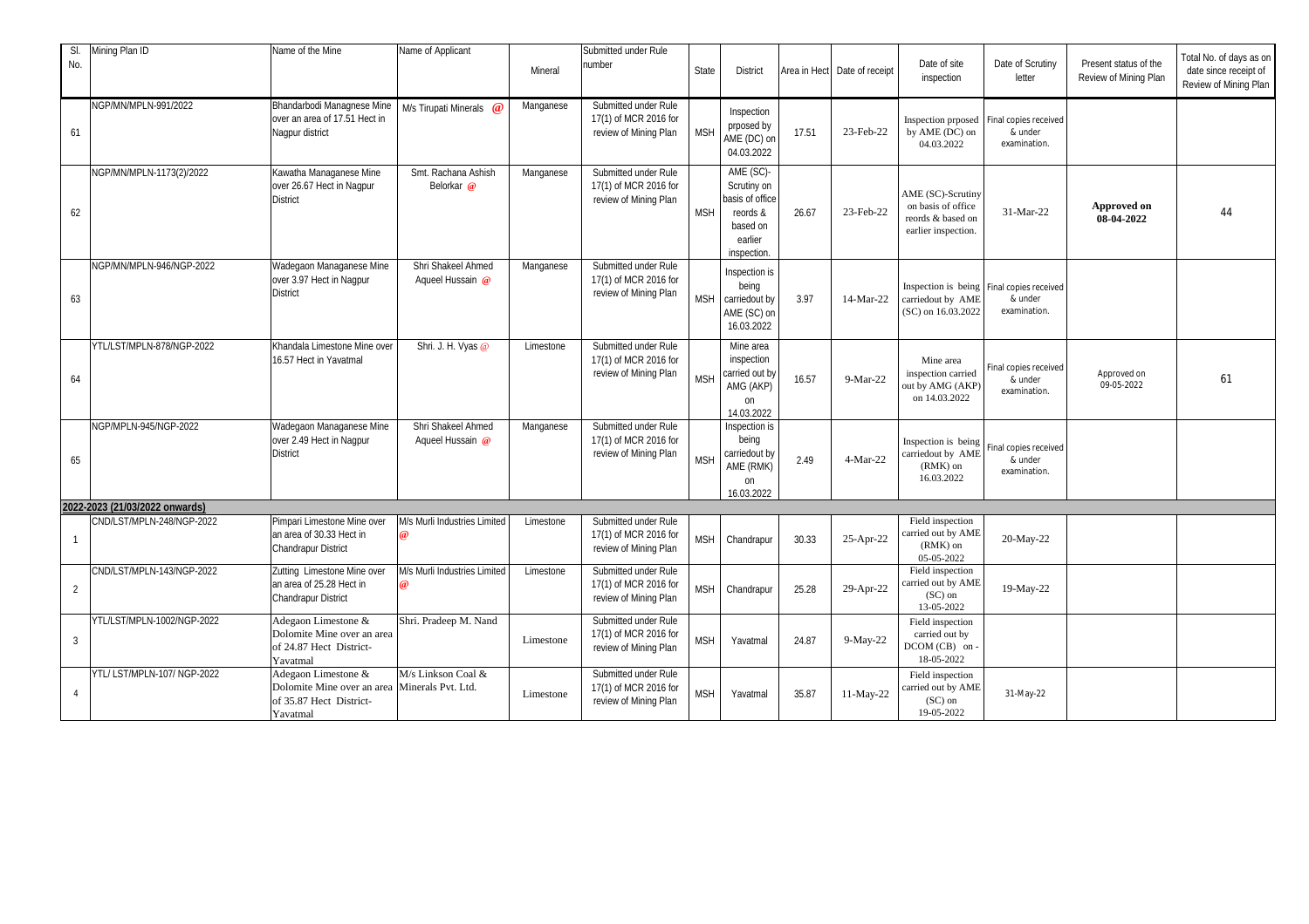| Sl. No. | Mining Plan ID | Name of the Mine | Name of Applicant | Mineral | Submitted under Rule number | State | District | Area in Hect | Date of receipt | Date of site inspection | Date of Scrutiny letter | Present status of the Review of Mining Plan | Total No. of days as on date since receipt of Review of Mining Plan |
|---|---|---|---|---|---|---|---|---|---|---|---|---|---|
| 61 | NGP/MN/MPLN-991/2022 | Bhandarbodi Managnese Mine over an area of 17.51 Hect in Nagpur district | M/s Tirupati Minerals @ | Manganese | Submitted under Rule 17(1) of MCR 2016 for review of Mining Plan | MSH | Inspection prposed by AME (DC) on 04.03.2022 | 17.51 | 23-Feb-22 | Inspection prposed by AME (DC) on 04.03.2022 | Final copies received & under examination. | | |
| 62 | NGP/MN/MPLN-1173(2)/2022 | Kawatha Managanese Mine over 26.67 Hect in Nagpur District | Smt. Rachana Ashish Belorkar @ | Manganese | Submitted under Rule 17(1) of MCR 2016 for review of Mining Plan | MSH | AME (SC)-Scrutiny on basis of office reords & based on earlier inspection. | 26.67 | 23-Feb-22 | AME (SC)-Scrutiny on basis of office reords & based on earlier inspection. | 31-Mar-22 | **Approved on 08-04-2022** | 44 |
| 63 | NGP/MN/MPLN-946/NGP-2022 | Wadegaon Managanese Mine over 3.97 Hect in Nagpur District | Shri Shakeel Ahmed Aqueel Hussain @ | Manganese | Submitted under Rule 17(1) of MCR 2016 for review of Mining Plan | MSH | Inspection is being carriedout by AME (SC) on 16.03.2022 | 3.97 | 14-Mar-22 | Inspection is being carriedout by AME (SC) on 16.03.2022 | Final copies received & under examination. | | |
| 64 | YTL/LST/MPLN-878/NGP-2022 | Khandala Limestone Mine over 16.57 Hect in Yavatmal | Shri. J. H. Vyas @ | Limestone | Submitted under Rule 17(1) of MCR 2016 for review of Mining Plan | MSH | Mine area inspection carried out by AMG (AKP) on 14.03.2022 | 16.57 | 9-Mar-22 | Mine area inspection carried out by AMG (AKP) on 14.03.2022 | Final copies received & under examination. | Approved on 09-05-2022 | 61 |
| 65 | NGP/MPLN-945/NGP-2022 | Wadegaon Managanese Mine over 2.49 Hect in Nagpur District | Shri Shakeel Ahmed Aqueel Hussain @ | Manganese | Submitted under Rule 17(1) of MCR 2016 for review of Mining Plan | MSH | Inspection is being carriedout by AME (RMK) on 16.03.2022 | 2.49 | 4-Mar-22 | Inspection is being carriedout by AME (RMK) on 16.03.2022 | Final copies received & under examination. | | |
| | **2022-2023 (21/03/2022 onwards)** | | | | | | | | | | | | |
| 1 | CND/LST/MPLN-248/NGP-2022 | Pimpari Limestone Mine over an area of 30.33 Hect in Chandrapur District | M/s Murli Industries Limited @ | Limestone | Submitted under Rule 17(1) of MCR 2016 for review of Mining Plan | MSH | Chandrapur | 30.33 | 25-Apr-22 | Field inspection carried out by AME (RMK) on 05-05-2022 | 20-May-22 | | |
| 2 | CND/LST/MPLN-143/NGP-2022 | Zutting Limestone Mine over an area of 25.28 Hect in Chandrapur District | M/s Murli Industries Limited @ | Limestone | Submitted under Rule 17(1) of MCR 2016 for review of Mining Plan | MSH | Chandrapur | 25.28 | 29-Apr-22 | Field inspection carried out by AME (SC) on 13-05-2022 | 19-May-22 | | |
| 3 | YTL/LST/MPLN-1002/NGP-2022 | Adegaon Limestone & Dolomite Mine over an area of 24.87 Hect District-Yavatmal | Shri. Pradeep M. Nand | Limestone | Submitted under Rule 17(1) of MCR 2016 for review of Mining Plan | MSH | Yavatmal | 24.87 | 9-May-22 | Field inspection carried out by DCOM (CB) on - 18-05-2022 | | | |
| 4 | YTL/ LST/MPLN-107/ NGP-2022 | Adegaon Limestone & Dolomite Mine over an area of 35.87 Hect District-Yavatmal | M/s Linkson Coal & Minerals Pvt. Ltd. | Limestone | Submitted under Rule 17(1) of MCR 2016 for review of Mining Plan | MSH | Yavatmal | 35.87 | 11-May-22 | Field inspection carried out by AME (SC) on 19-05-2022 | 31-May-22 | | |